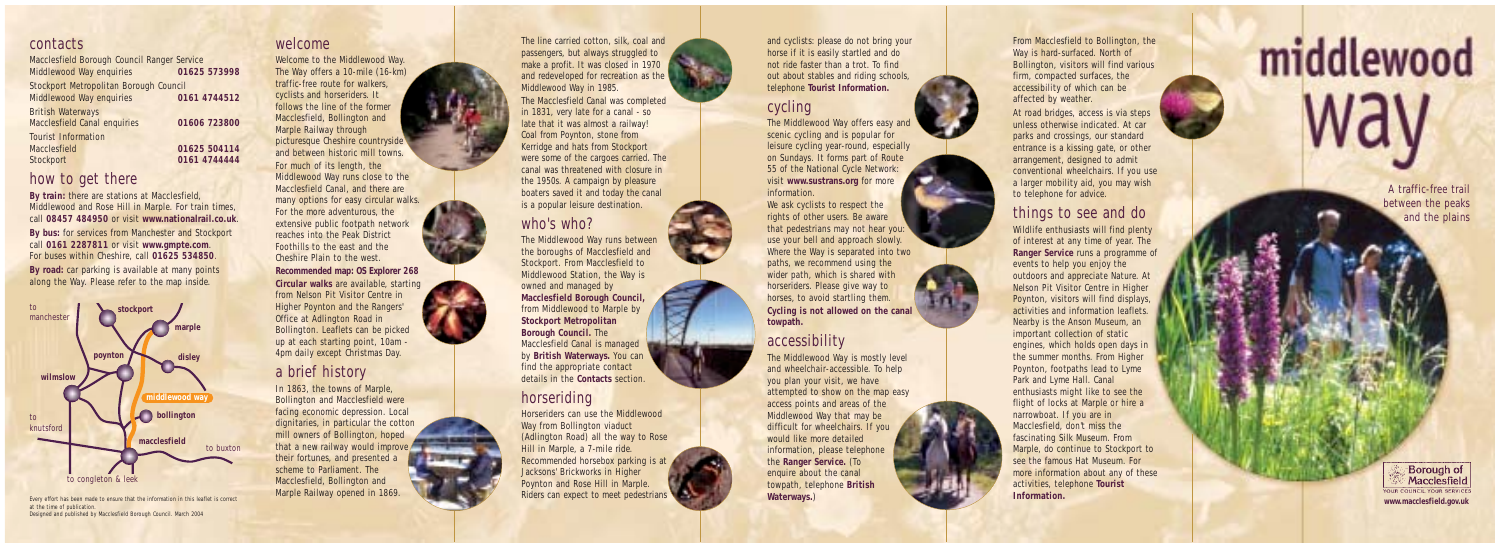## contacts

| Macclesfield Borough Council Ranger Service | |
|---|---|
| Middlewood Way enquiries | 01625 573998 |
| Stockport Metropolitan Borough Council | |
| Middlewood Way enquiries | 0161 4744512 |
| British Waterways | |
| Macclesfield Canal enquiries | 01606 723800 |
| Tourist Information | |
| Macclesfield | 01625 504114 |
| Stockport | 0161 4744444 |

## how to get there

**By train:** there are stations at Macclesfield, Middlewood and Rose Hill in Marple. For train times, call **08457 484950** or visit **www.nationalrail.co.uk**.

**By bus:** for services from Manchester and Stockport call **0161 2287811** or visit **www.gmpte.com**. For buses within Cheshire, call **01625 534850**.

**By road:** car parking is available at many points along the Way. Please refer to the map inside.

to manchester · stockport · marple · poynton · disley · wilmslow · middlewood way · bollington · to knutsford · macclesfield · to buxton · to congleton & leek

Every effort has been made to ensure that the information in this leaflet is correct at the time of publication.
Designed and published by Macclesfield Borough Council. March 2004

## welcome

Welcome to the Middlewood Way. The Way offers a 10-mile (16-km) traffic-free route for walkers, cyclists and horseriders. It follows the line of the former Macclesfield, Bollington and Marple Railway through picturesque Cheshire countryside and between historic mill towns. For much of its length, the Middlewood Way runs close to the Macclesfield Canal, and there are many options for easy circular walks. For the more adventurous, the extensive public footpath network reaches into the Peak District Foothills to the east and the Cheshire Plain to the west.

**Recommended map: OS Explorer 268**

**Circular walks** are available, starting from Nelson Pit Visitor Centre in Higher Poynton and the Rangers' Office at Adlington Road in Bollington. Leaflets can be picked up at each starting point, 10am - 4pm daily except Christmas Day.

## a brief history

In 1863, the towns of Marple, Bollington and Macclesfield were facing economic depression. Local dignitaries, in particular the cotton mill owners of Bollington, hoped that a new railway would improve their fortunes, and presented a scheme to Parliament. The Macclesfield, Bollington and Marple Railway opened in 1869.

The line carried cotton, silk, coal and passengers, but always struggled to make a profit. It was closed in 1970 and redeveloped for recreation as the Middlewood Way in 1985.

The Macclesfield Canal was completed in 1831, very late for a canal - so late that it was almost a railway! Coal from Poynton, stone from Kerridge and hats from Stockport were some of the cargoes carried. The canal was threatened with closure in the 1950s. A campaign by pleasure boaters saved it and today the canal is a popular leisure destination.

## who's who?

The Middlewood Way runs between the boroughs of Macclesfield and Stockport. From Macclesfield to Middlewood Station, the Way is owned and managed by **Macclesfield Borough Council,** from Middlewood to Marple by **Stockport Metropolitan Borough Council.** The Macclesfield Canal is managed by **British Waterways.** You can find the appropriate contact details in the **Contacts** section.

## horseriding

Horseriders can use the Middlewood Way from Bollington viaduct (Adlington Road) all the way to Rose Hill in Marple, a 7-mile ride. Recommended horsebox parking is at Jacksons' Brickworks in Higher Poynton and Rose Hill in Marple. Riders can expect to meet pedestrians and cyclists: please do not bring your horse if it is easily startled and do not ride faster than a trot. To find out about stables and riding schools, telephone **Tourist Information.**

## cycling

The Middlewood Way offers easy and scenic cycling and is popular for leisure cycling year-round, especially on Sundays. It forms part of Route 55 of the National Cycle Network: visit **www.sustrans.org** for more information.

We ask cyclists to respect the rights of other users. Be aware that pedestrians may not hear you: use your bell and approach slowly. Where the Way is separated into two paths, we recommend using the wider path, which is shared with horseriders. Please give way to horses, to avoid startling them. **Cycling is not allowed on the canal towpath.**

## accessibility

The Middlewood Way is mostly level and wheelchair-accessible. To help you plan your visit, we have attempted to show on the map easy access points and areas of the Middlewood Way that may be difficult for wheelchairs. If you would like more detailed information, please telephone the **Ranger Service.** (To enquire about the canal towpath, telephone **British Waterways.**)

From Macclesfield to Bollington, the Way is hard-surfaced. North of Bollington, visitors will find various firm, compacted surfaces, the accessibility of which can be affected by weather.

At road bridges, access is via steps unless otherwise indicated. At car parks and crossings, our standard entrance is a kissing gate, or other arrangement, designed to admit conventional wheelchairs. If you use a larger mobility aid, you may wish to telephone for advice.

## things to see and do

Wildlife enthusiasts will find plenty of interest at any time of year. The **Ranger Service** runs a programme of events to help you enjoy the outdoors and appreciate Nature. At Nelson Pit Visitor Centre in Higher Poynton, visitors will find displays, activities and information leaflets. Nearby is the Anson Museum, an important collection of static engines, which holds open days in the summer months. From Higher Poynton, footpaths lead to Lyme Park and Lyme Hall. Canal enthusiasts might like to see the flight of locks at Marple or hire a narrowboat. If you are in Macclesfield, don't miss the fascinating Silk Museum. From Marple, do continue to Stockport to see the famous Hat Museum. For more information about any of these activities, telephone **Tourist Information.**

# middlewood way

A traffic-free trail between the peaks and the plains

Borough of Macclesfield
YOUR COUNCIL YOUR SERVICES
**www.macclesfield.gov.uk**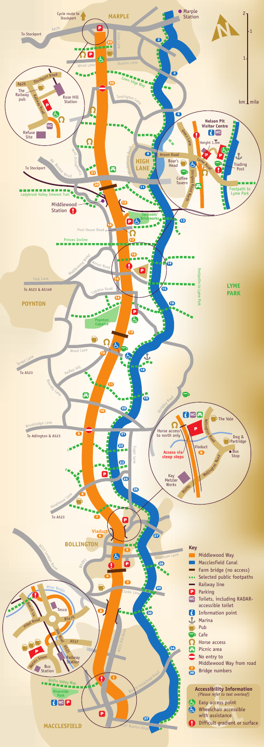Cycle route to Stockport

MARPLE

Marple Station

To Stockport

A626

Cross Lane

Wood Lane

Buxton Lane

Stockport Road

A626

The Railway pub

Railway Road

Rose Hill Station

Refuse Site

Town Edge Way

Torkington Lane

Nelson Pit Visitor Centre

Green Lane

Height 1.9m

Anson Road

Lyme Road

Boar's Head

Trading Post

Coffee Tavern

Shrigley Road North

Footpath to Lyme Park

HIGH LANE

Middlewood Road

Threaphurst Lane

To Stockport

Old Buxton Road

Ladybrook Valley Interest Trail

Middlewood Station

Jacksons' Brickworks

Pool House Road

Princes Incline

Middlewood Road

Anson Road

Park Lane

To A523 & A5149

POYNTON

Coppice Road

Footpaths to Lyme Park

LYME PARK

Poynton Coppice

Wood Lane

Street Lane

To A523

Pedley Hill

Lowndes Lane

Shrigley Road

Brookledge Lane

To Adlington & A523

Horse access to north only

The Vale

Adlington Road

Dog & Partridge

Viaduct

Bus Stop

Access via steep steps

Wellington Road

Sugar Lane

Kay Metzler Works

B5090

Holehouse Lane

To A523

Viaduct

BOLLINGTON

A523 London Road

B5091

Grimshaw Lane

Clarke Lane

River Bollin

Beech La

Tesco

Hibel Road

B5470

Silk Road

A537

A523

Waters Green

Railway Station

Bus Station

Bollin Valley Way

Riverside Park

A523 Silk Road

Black Road

Bosley Hollinsfield Road

A537 Buxton Road

MACCLESFIELD

km mile

2 1 1

Bridge numbers: 1, 2, 3, 4, 5, 6, 7, 8, 9, 10, 11, 12, 13, 14, 15, 16, 17, 18, 19, 20, 21, 22, 23 (Middlewood Way); 2, 3, 6, 9, 11, 13, 14, 15, 16, 18, 19, 20, 21, 22, 23, 25, 26, 27, 28, 29, 30, 34, 37 (Macclesfield Canal)

**Key**

- Middlewood Way
- Macclesfield Canal
- Farm bridge (no access)
- Selected public footpaths
- Railway line
- Parking
- Toilets, including RADAR-accessible toilet
- Information point
- Marina
- Pub
- Cafe
- Horse access
- Picnic area
- No entry to Middlewood Way from road
- Bridge numbers

**Accessibility Information**

*(Please refer to text overleaf)*

- Easy access point
- Wheelchair accessible with assistance
- Difficult gradient or surface